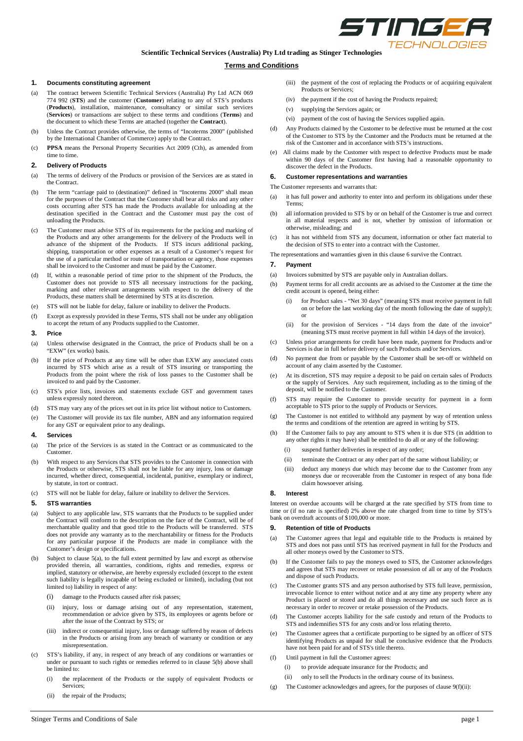**Scientific Technical Services (Australia) Pty Ltd trading as Stinger Technologies**

## Terms and Conditions

### 1. Documents constituting agreement

(a) The contract between Scientific Technical Services (Australia) Pty Ltd ACN 069 774 992 (**STS**) and the customer (**Customer**) relating to any of STS's products (**Products**), installation, maintenance, consultancy or similar such services (**Services**) or transactions are subject to these terms and conditions (**Terms**) and the document to which these Terms are attached (together the **Contract**).

(b) Unless the Contract provides otherwise, the terms of "Incoterms 2000" (published by the International Chamber of Commerce) apply to the Contract.

(c) **PPSA** means the Personal Property Securities Act 2009 (Cth), as amended from time to time.

### 2. Delivery of Products

(a) The terms of delivery of the Products or provision of the Services are as stated in the Contract.

(b) The term "carriage paid to (destination)" defined in "Incoterms 2000" shall mean for the purposes of the Contract that the Customer shall bear all risks and any other costs occurring after STS has made the Products available for unloading at the destination specified in the Contract and the Customer must pay the cost of unloading the Products.

(c) The Customer must advise STS of its requirements for the packing and marking of the Products and any other arrangements for the delivery of the Products well in advance of the shipment of the Products. If STS incurs additional packing, shipping, transportation or other expenses as a result of a Customer's request for the use of a particular method or route of transportation or agency, those expenses shall be invoiced to the Customer and must be paid by the Customer.

(d) If, within a reasonable period of time prior to the shipment of the Products, the Customer does not provide to STS all necessary instructions for the packing, marking and other relevant arrangements with respect to the delivery of the Products, these matters shall be determined by STS at its discretion.

(e) STS will not be liable for delay, failure or inability to deliver the Products.

(f) Except as expressly provided in these Terms, STS shall not be under any obligation to accept the return of any Products supplied to the Customer.

### 3. Price

(a) Unless otherwise designated in the Contract, the price of Products shall be on a "EXW" (ex works) basis.

(b) If the price of Products at any time will be other than EXW any associated costs incurred by STS which arise as a result of STS insuring or transporting the Products from the point where the risk of loss passes to the Customer shall be invoiced to and paid by the Customer.

(c) STS's price lists, invoices and statements exclude GST and government taxes unless expressly noted thereon.

(d) STS may vary any of the prices set out in its price list without notice to Customers.

(e) The Customer will provide its tax file number, ABN and any information required for any GST or equivalent prior to any dealings.

### 4. Services

(a) The price of the Services is as stated in the Contract or as communicated to the Customer.

(b) With respect to any Services that STS provides to the Customer in connection with the Products or otherwise, STS shall not be liable for any injury, loss or damage incurred, whether direct, consequential, incidental, punitive, exemplary or indirect, by statute, in tort or contract.

(c) STS will not be liable for delay, failure or inability to deliver the Services.

### 5. STS warranties

(a) Subject to any applicable law, STS warrants that the Products to be supplied under the Contract will conform to the description on the face of the Contract, will be of merchantable quality and that good title to the Products will be transferred. STS does not provide any warranty as to the merchantability or fitness for the Products for any particular purpose if the Products are made in compliance with the Customer's design or specifications.

(b) Subject to clause 5(a), to the full extent permitted by law and except as otherwise provided therein, all warranties, conditions, rights and remedies, express or implied, statutory or otherwise, are hereby expressly excluded (except to the extent such liability is legally incapable of being excluded or limited), including (but not limited to) liability in respect of any:

   (i) damage to the Products caused after risk passes;

   (ii) injury, loss or damage arising out of any representation, statement, recommendation or advice given by STS, its employees or agents before or after the issue of the Contract by STS; or

   (iii) indirect or consequential injury, loss or damage suffered by reason of defects in the Products or arising from any breach of warranty or condition or any misrepresentation.

(c) STS's liability, if any, in respect of any breach of any conditions or warranties or under or pursuant to such rights or remedies referred to in clause 5(b) above shall be limited to:

   (i) the replacement of the Products or the supply of equivalent Products or Services;

   (ii) the repair of the Products;

   (iii) the payment of the cost of replacing the Products or of acquiring equivalent Products or Services;

   (iv) the payment if the cost of having the Products repaired;

   (v) supplying the Services again; or

   (vi) payment of the cost of having the Services supplied again.

(d) Any Products claimed by the Customer to be defective must be returned at the cost of the Customer to STS by the Customer and the Products must be returned at the risk of the Customer and in accordance with STS's instructions.

(e) All claims made by the Customer with respect to defective Products must be made within 90 days of the Customer first having had a reasonable opportunity to discover the defect in the Products.

### 6. Customer representations and warranties

The Customer represents and warrants that:

(a) it has full power and authority to enter into and perform its obligations under these Terms;

(b) all information provided to STS by or on behalf of the Customer is true and correct in all material respects and is not, whether by omission of information or otherwise, misleading; and

(c) it has not withheld from STS any document, information or other fact material to the decision of STS to enter into a contract with the Customer.

The representations and warranties given in this clause 6 survive the Contract.

### 7. Payment

(a) Invoices submitted by STS are payable only in Australian dollars.

(b) Payment terms for all credit accounts are as advised to the Customer at the time the credit account is opened, being either:

   (i) for Product sales - "Net 30 days" (meaning STS must receive payment in full on or before the last working day of the month following the date of supply); or

   (ii) for the provision of Services - "14 days from the date of the invoice" (meaning STS must receive payment in full within 14 days of the invoice).

(c) Unless prior arrangements for credit have been made, payment for Products and/or Services is due in full before delivery of such Products and/or Services.

(d) No payment due from or payable by the Customer shall be set-off or withheld on account of any claim asserted by the Customer.

(e) At its discretion, STS may require a deposit to be paid on certain sales of Products or the supply of Services. Any such requirement, including as to the timing of the deposit, will be notified to the Customer.

(f) STS may require the Customer to provide security for payment in a form acceptable to STS prior to the supply of Products or Services.

(g) The Customer is not entitled to withhold any payment by way of retention unless the terms and conditions of the retention are agreed in writing by STS.

(h) If the Customer fails to pay any amount to STS when it is due STS (in addition to any other rights it may have) shall be entitled to do all or any of the following:

   (i) suspend further deliveries in respect of any order;

   (ii) terminate the Contract or any other part of the same without liability; or

   (iii) deduct any moneys due which may become due to the Customer from any moneys due or recoverable from the Customer in respect of any bona fide claim howsoever arising.

### 8. Interest

Interest on overdue accounts will be charged at the rate specified by STS from time to time or (if no rate is specified) 2% above the rate charged from time to time by STS's bank on overdraft accounts of $100,000 or more.

### 9. Retention of title of Products

(a) The Customer agrees that legal and equitable title to the Products is retained by STS and does not pass until STS has received payment in full for the Products and all other moneys owed by the Customer to STS.

(b) If the Customer fails to pay the moneys owed to STS, the Customer acknowledges and agrees that STS may recover or retake possession of all or any of the Products and dispose of such Products.

(c) The Customer grants STS and any person authorised by STS full leave, permission, irrevocable licence to enter without notice and at any time any property where any Product is placed or stored and do all things necessary and use such force as is necessary in order to recover or retake possession of the Products.

(d) The Customer accepts liability for the safe custody and return of the Products to STS and indemnifies STS for any costs and/or loss relating thereto.

(e) The Customer agrees that a certificate purporting to be signed by an officer of STS identifying Products as unpaid for shall be conclusive evidence that the Products have not been paid for and of STS's title thereto.

(f) Until payment in full the Customer agrees:

   (i) to provide adequate insurance for the Products; and

   (ii) only to sell the Products in the ordinary course of its business.

(g) The Customer acknowledges and agrees, for the purposes of clause 9(f)(ii):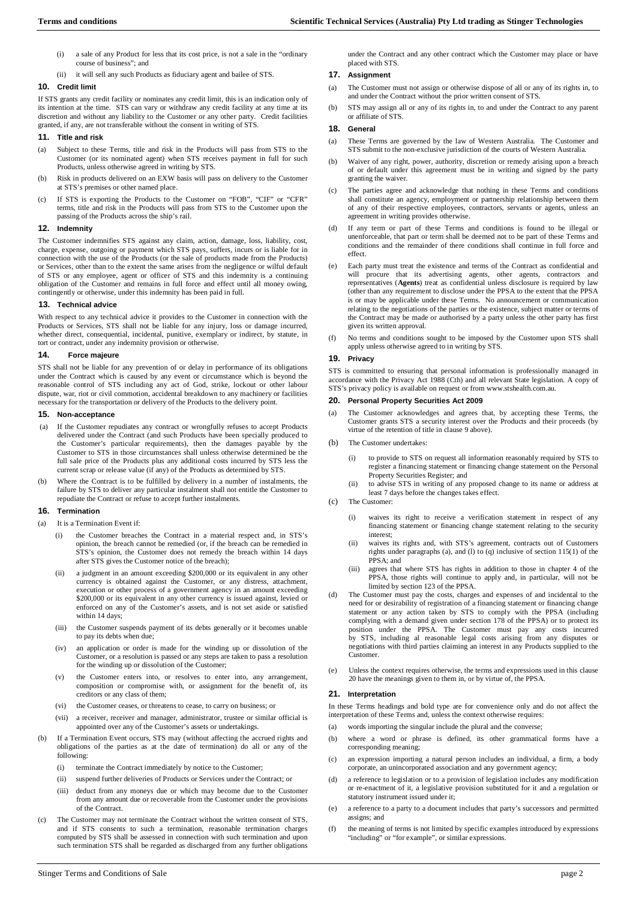(i) a sale of any Product for less that its cost price, is not a sale in the "ordinary course of business"; and

(ii) it will sell any such Products as fiduciary agent and bailee of STS.

## 10. Credit limit

If STS grants any credit facility or nominates any credit limit, this is an indication only of its intention at the time. STS can vary or withdraw any credit facility at any time at its discretion and without any liability to the Customer or any other party. Credit facilities granted, if any, are not transferable without the consent in writing of STS.

## 11. Title and risk

(a) Subject to these Terms, title and risk in the Products will pass from STS to the Customer (or its nominated agent) when STS receives payment in full for such Products, unless otherwise agreed in writing by STS.

(b) Risk in products delivered on an EXW basis will pass on delivery to the Customer at STS's premises or other named place.

(c) If STS is exporting the Products to the Customer on "FOB", "CIF" or "CFR" terms, title and risk in the Products will pass from STS to the Customer upon the passing of the Products across the ship's rail.

## 12. Indemnity

The Customer indemnifies STS against any claim, action, damage, loss, liability, cost, charge, expense, outgoing or payment which STS pays, suffers, incurs or is liable for in connection with the use of the Products (or the sale of products made from the Products) or Services, other than to the extent the same arises from the negligence or wilful default of STS or any employee, agent or officer of STS and this indemnity is a continuing obligation of the Customer and remains in full force and effect until all money owing, contingently or otherwise, under this indemnity has been paid in full.

## 13. Technical advice

With respect to any technical advice it provides to the Customer in connection with the Products or Services, STS shall not be liable for any injury, loss or damage incurred, whether direct, consequential, incidental, punitive, exemplary or indirect, by statute, in tort or contract, under any indemnity provision or otherwise.

## 14. Force majeure

STS shall not be liable for any prevention of or delay in performance of its obligations under the Contract which is caused by any event or circumstance which is beyond the reasonable control of STS including any act of God, strike, lockout or other labour dispute, war, riot or civil commotion, accidental breakdown to any machinery or facilities necessary for the transportation or delivery of the Products to the delivery point.

## 15. Non-acceptance

(a) If the Customer repudiates any contract or wrongfully refuses to accept Products delivered under the Contract (and such Products have been specially produced to the Customer's particular requirements), then the damages payable by the Customer to STS in those circumstances shall unless otherwise determined be the full sale price of the Products plus any additional costs incurred by STS less the current scrap or release value (if any) of the Products as determined by STS.

(b) Where the Contract is to be fulfilled by delivery in a number of instalments, the failure by STS to deliver any particular instalment shall not entitle the Customer to repudiate the Contract or refuse to accept further instalments.

## 16. Termination

(a) It is a Termination Event if:

  (i) the Customer breaches the Contract in a material respect and, in STS's opinion, the breach cannot be remedied (or, if the breach can be remedied in STS's opinion, the Customer does not remedy the breach within 14 days after STS gives the Customer notice of the breach);

  (ii) a judgment in an amount exceeding $200,000 or its equivalent in any other currency is obtained against the Customer, or any distress, attachment, execution or other process of a government agency in an amount exceeding $200,000 or its equivalent in any other currency is issued against, levied or enforced on any of the Customer's assets, and is not set aside or satisfied within 14 days;

  (iii) the Customer suspends payment of its debts generally or it becomes unable to pay its debts when due;

  (iv) an application or order is made for the winding up or dissolution of the Customer, or a resolution is passed or any steps are taken to pass a resolution for the winding up or dissolution of the Customer;

  (v) the Customer enters into, or resolves to enter into, any arrangement, composition or compromise with, or assignment for the benefit of, its creditors or any class of them;

  (vi) the Customer ceases, or threatens to cease, to carry on business; or

  (vii) a receiver, receiver and manager, administrator, trustee or similar official is appointed over any of the Customer's assets or undertakings.

(b) If a Termination Event occurs, STS may (without affecting the accrued rights and obligations of the parties as at the date of termination) do all or any of the following:

  (i) terminate the Contract immediately by notice to the Customer;

  (ii) suspend further deliveries of Products or Services under the Contract; or

  (iii) deduct from any moneys due or which may become due to the Customer from any amount due or recoverable from the Customer under the provisions of the Contract.

(c) The Customer may not terminate the Contract without the written consent of STS, and if STS consents to such a termination, reasonable termination charges computed by STS shall be assessed in connection with such termination and upon such termination STS shall be regarded as discharged from any further obligations under the Contract and any other contract which the Customer may place or have placed with STS.

## 17. Assignment

(a) The Customer must not assign or otherwise dispose of all or any of its rights in, to and under the Contract without the prior written consent of STS.

(b) STS may assign all or any of its rights in, to and under the Contract to any parent or affiliate of STS.

## 18. General

(a) These Terms are governed by the law of Western Australia. The Customer and STS submit to the non-exclusive jurisdiction of the courts of Western Australia.

(b) Waiver of any right, power, authority, discretion or remedy arising upon a breach of or default under this agreement must be in writing and signed by the party granting the waiver.

(c) The parties agree and acknowledge that nothing in these Terms and conditions shall constitute an agency, employment or partnership relationship between them of any of their respective employees, contractors, servants or agents, unless an agreement in writing provides otherwise.

(d) If any term or part of these Terms and conditions is found to be illegal or unenforceable, that part or term shall be deemed not to be part of these Terms and conditions and the remainder of there conditions shall continue in full force and effect.

(e) Each party must treat the existence and terms of the Contract as confidential and will procure that its advertising agents, other agents, contractors and representatives (**Agents**) treat as confidential unless disclosure is required by law (other than any requirement to disclose under the PPSA to the extent that the PPSA is or may be applicable under these Terms. No announcement or communication relating to the negotiations of the parties or the existence, subject matter or terms of the Contract may be made or authorised by a party unless the other party has first given its written approval.

(f) No terms and conditions sought to be imposed by the Customer upon STS shall apply unless otherwise agreed to in writing by STS.

## 19. Privacy

STS is committed to ensuring that personal information is professionally managed in accordance with the Privacy Act 1988 (Cth) and all relevant State legislation. A copy of STS's privacy policy is available on request or from www.stshealth.com.au.

## 20. Personal Property Securities Act 2009

(a) The Customer acknowledges and agrees that, by accepting these Terms, the Customer grants STS a security interest over the Products and their proceeds (by virtue of the retention of title in clause 9 above).

(b) The Customer undertakes:

  (i) to provide to STS on request all information reasonably required by STS to register a financing statement or financing change statement on the Personal Property Securities Register; and

  (ii) to advise STS in writing of any proposed change to its name or address at least 7 days before the changes takes effect.

(c) The Customer:

  (i) waives its right to receive a verification statement in respect of any financing statement or financing change statement relating to the security interest;

  (ii) waives its rights and, with STS's agreement, contracts out of Customers rights under paragraphs (a), and (l) to (q) inclusive of section 115(1) of the PPSA; and

  (iii) agrees that where STS has rights in addition to those in chapter 4 of the PPSA, those rights will continue to apply and, in particular, will not be limited by section 123 of the PPSA.

(d) The Customer must pay the costs, charges and expenses of and incidental to the need for or desirability of registration of a financing statement or financing change statement or any action taken by STS to comply with the PPSA (including complying with a demand given under section 178 of the PPSA) or to protect its position under the PPSA. The Customer must pay any costs incurred by STS, including al reasonable legal costs arising from any disputes or negotiations with third parties claiming an interest in any Products supplied to the Customer.

(e) Unless the context requires otherwise, the terms and expressions used in this clause 20 have the meanings given to them in, or by virtue of, the PPSA.

## 21. Interpretation

In these Terms headings and bold type are for convenience only and do not affect the interpretation of these Terms and, unless the context otherwise requires:

(a) words importing the singular include the plural and the converse;

(b) where a word or phrase is defined, its other grammatical forms have a corresponding meaning;

(c) an expression importing a natural person includes an individual, a firm, a body corporate, an unincorporated association and any government agency;

(d) a reference to legislation or to a provision of legislation includes any modification or re-enactment of it, a legislative provision substituted for it and a regulation or statutory instrument issued under it;

(e) a reference to a party to a document includes that party's successors and permitted assigns; and

(f) the meaning of terms is not limited by specific examples introduced by expressions "including" or "for example", or similar expressions.